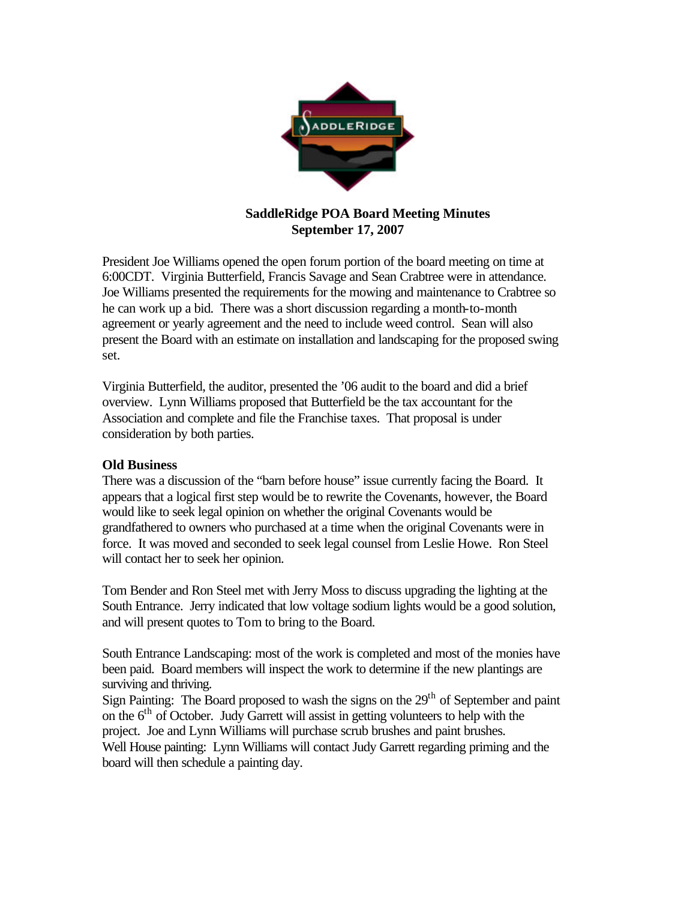# SaddleRidge POA Board Meeting Minutes
## September 17, 2007

President Joe Williams opened the open forum portion of the board meeting on time at 6:00CDT. Virginia Butterfield, Francis Savage and Sean Crabtree were in attendance. Joe Williams presented the requirements for the mowing and maintenance to Crabtree so he can work up a bid. There was a short discussion regarding a month-to-month agreement or yearly agreement and the need to include weed control. Sean will also present the Board with an estimate on installation and landscaping for the proposed swing set.

Virginia Butterfield, the auditor, presented the '06 audit to the board and did a brief overview. Lynn Williams proposed that Butterfield be the tax accountant for the Association and complete and file the Franchise taxes. That proposal is under consideration by both parties.

**Old Business**

There was a discussion of the "barn before house" issue currently facing the Board. It appears that a logical first step would be to rewrite the Covenants, however, the Board would like to seek legal opinion on whether the original Covenants would be grandfathered to owners who purchased at a time when the original Covenants were in force. It was moved and seconded to seek legal counsel from Leslie Howe. Ron Steel will contact her to seek her opinion.

Tom Bender and Ron Steel met with Jerry Moss to discuss upgrading the lighting at the South Entrance. Jerry indicated that low voltage sodium lights would be a good solution, and will present quotes to Tom to bring to the Board.

South Entrance Landscaping: most of the work is completed and most of the monies have been paid. Board members will inspect the work to determine if the new plantings are surviving and thriving.
Sign Painting: The Board proposed to wash the signs on the 29th of September and paint on the 6th of October. Judy Garrett will assist in getting volunteers to help with the project. Joe and Lynn Williams will purchase scrub brushes and paint brushes.
Well House painting: Lynn Williams will contact Judy Garrett regarding priming and the board will then schedule a painting day.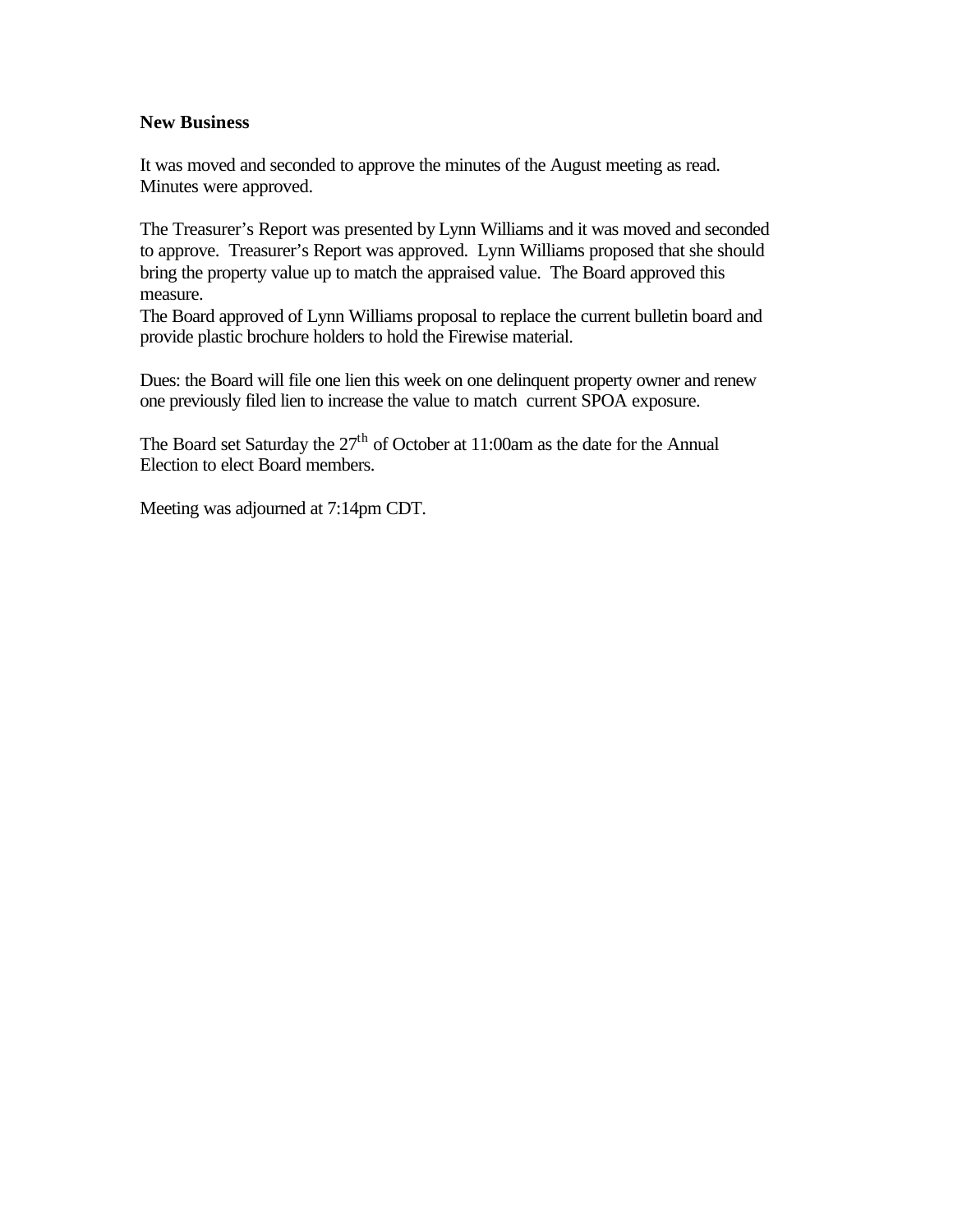**New Business**

It was moved and seconded to approve the minutes of the August meeting as read. Minutes were approved.

The Treasurer's Report was presented by Lynn Williams and it was moved and seconded to approve. Treasurer's Report was approved. Lynn Williams proposed that she should bring the property value up to match the appraised value. The Board approved this measure.
The Board approved of Lynn Williams proposal to replace the current bulletin board and provide plastic brochure holders to hold the Firewise material.

Dues: the Board will file one lien this week on one delinquent property owner and renew one previously filed lien to increase the value to match current SPOA exposure.

The Board set Saturday the 27th of October at 11:00am as the date for the Annual Election to elect Board members.

Meeting was adjourned at 7:14pm CDT.